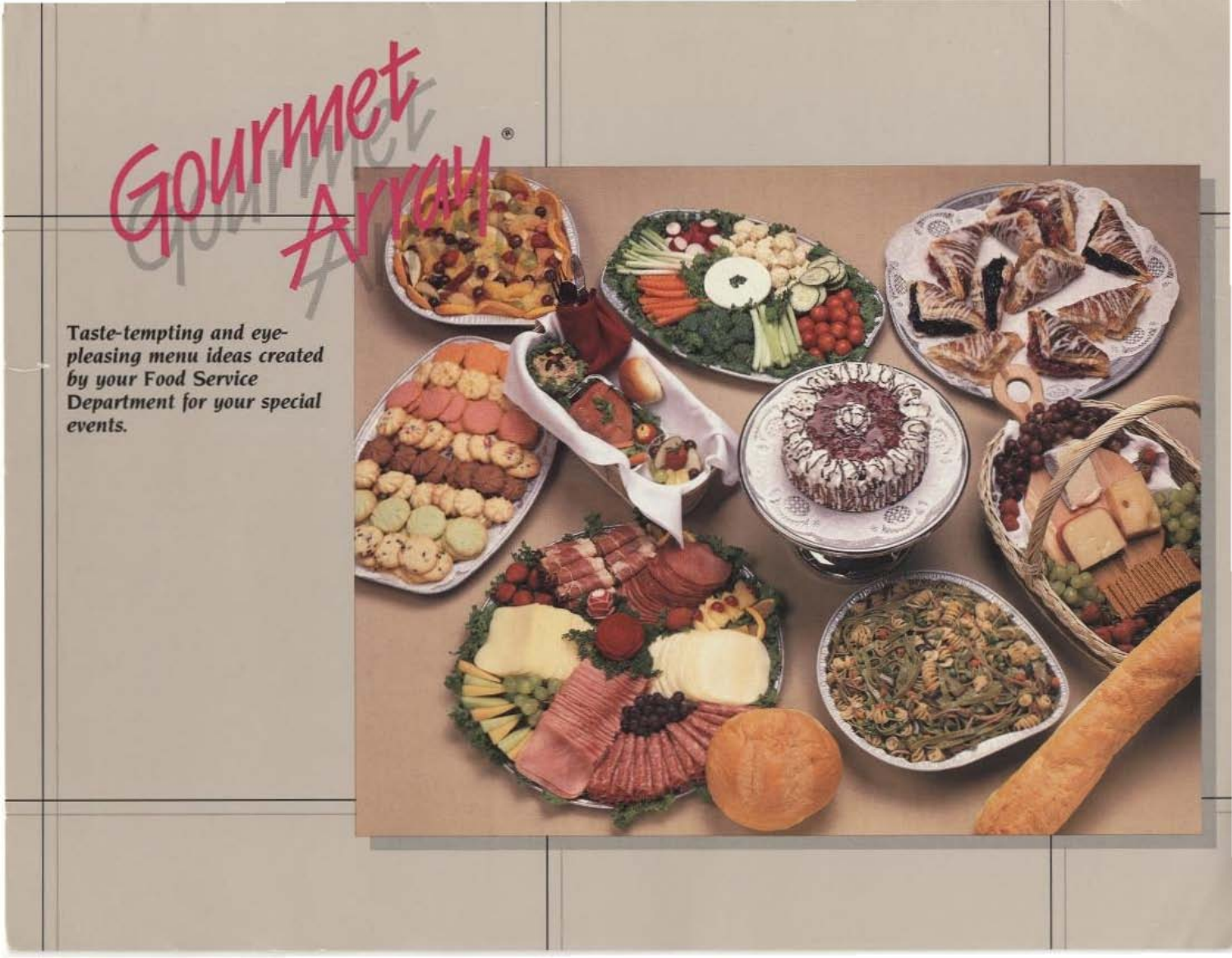# Gourmet Array®

***Taste-tempting and eye-pleasing menu ideas created by your Food Service Department for your special events.***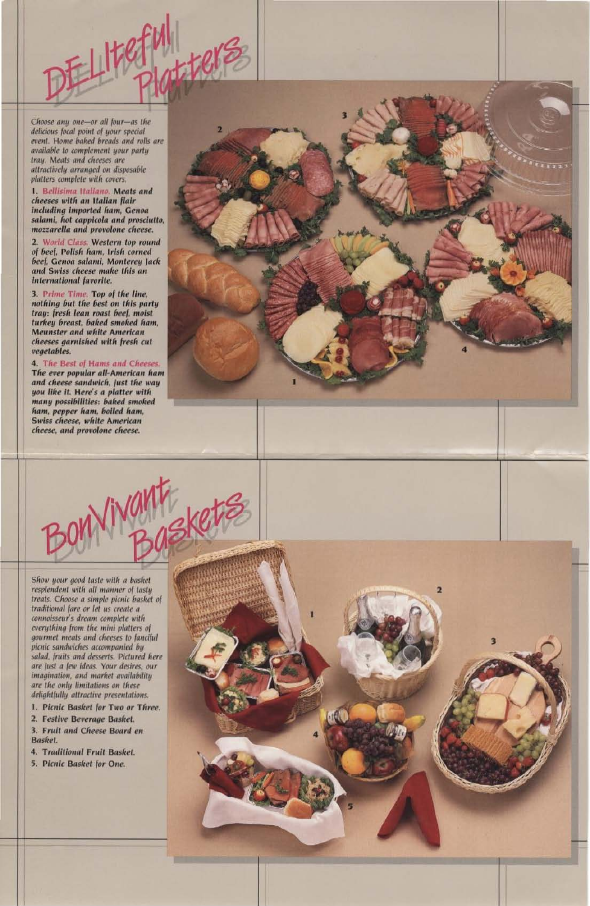# DELIteful Platters

*Choose any one—or all four—as the delicious focal point of your special event. Home baked breads and rolls are available to complement your party tray. Meats and cheeses are attractively arranged on disposable platters complete with covers.*

1. **Bellisima Italiano.** ***Meats and cheeses with an Italian flair including imported ham, Genoa salami, hot cappicola and prosciutto, mozzarella and provolone cheese.***

2. **World Class.** ***Western top round of beef, Polish ham, Irish corned beef, Genoa salami, Monterey Jack and Swiss cheese make this an international favorite.***

3. **Prime Time.** ***Top of the line, nothing but the best on this party tray: fresh lean roast beef, moist turkey breast, baked smoked ham, Meunster and white American cheeses garnished with fresh cut vegetables.***

4. **The Best of Hams and Cheeses.** ***The ever popular all-American ham and cheese sandwich, just the way you like it. Here's a platter with many possibilities: baked smoked ham, pepper ham, boiled ham, Swiss cheese, white American cheese, and provolone cheese.***

# BonVivant Baskets

*Show your good taste with a basket resplendent with all manner of tasty treats. Choose a simple picnic basket of traditional fare or let us create a connoisseur's dream complete with everything from the mini platters of gourmet meats and cheeses to fanciful picnic sandwiches accompanied by salad, fruits and desserts. Pictured here are just a few ideas. Your desires, our imagination, and market availability are the only limitations on these delightfully attractive presentations.*

1. ***Picnic Basket for Two or Three.***
2. ***Festive Beverage Basket.***
3. ***Fruit and Cheese Board en Basket.***
4. ***Traditional Fruit Basket.***
5. ***Picnic Basket for One.***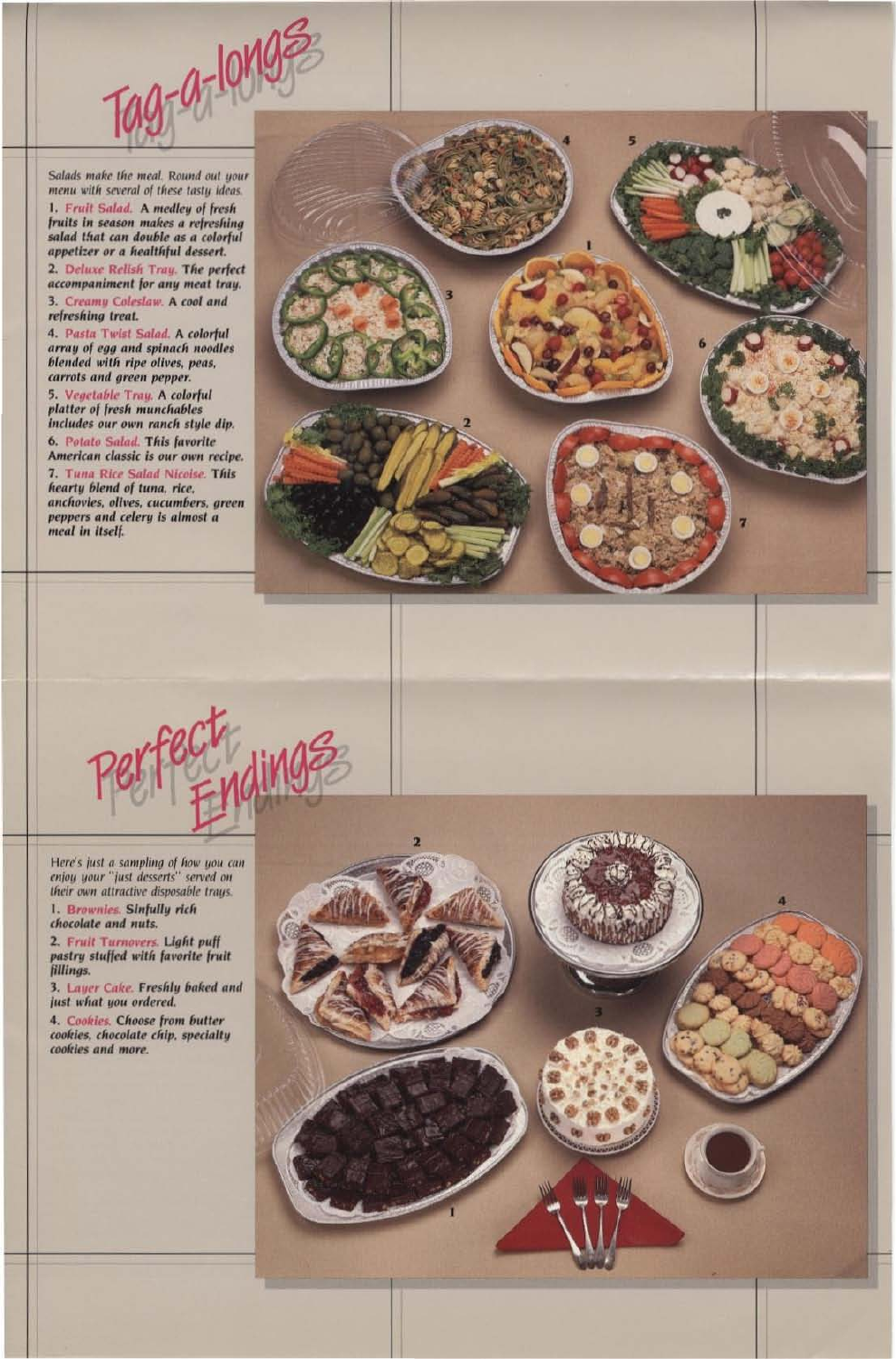# Tag-a-longs

*Salads make the meal. Round out your menu with several of these tasty ideas.*

1. **Fruit Salad.** A medley of fresh fruits in season makes a refreshing salad that can double as a colorful appetizer or a healthful dessert.
2. **Deluxe Relish Tray.** The perfect accompaniment for any meat tray.
3. **Creamy Coleslaw.** A cool and refreshing treat.
4. **Pasta Twist Salad.** A colorful array of egg and spinach noodles blended with ripe olives, peas, carrots and green pepper.
5. **Vegetable Tray.** A colorful platter of fresh munchables includes our own ranch style dip.
6. **Potato Salad.** This favorite American classic is our own recipe.
7. **Tuna Rice Salad Nicoise.** This hearty blend of tuna, rice, anchovies, olives, cucumbers, green peppers and celery is almost a meal in itself.

# Perfect Endings

*Here's just a sampling of how you can enjoy your "just desserts" served on their own attractive disposable trays.*

1. **Brownies.** Sinfully rich chocolate and nuts.
2. **Fruit Turnovers.** Light puff pastry stuffed with favorite fruit fillings.
3. **Layer Cake.** Freshly baked and just what you ordered.
4. **Cookies.** Choose from butter cookies, chocolate chip, specialty cookies and more.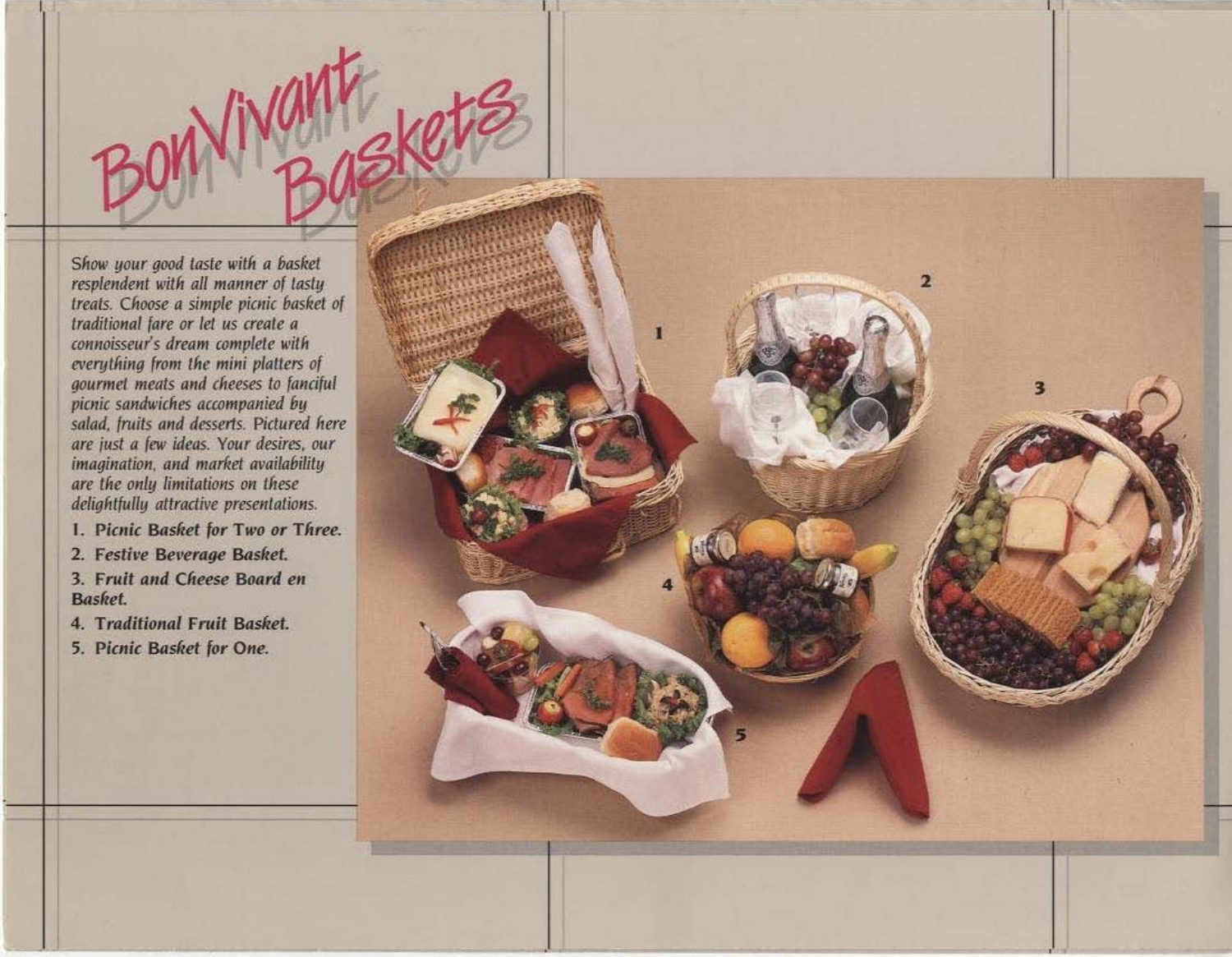# Bon Vivant Baskets

*Show your good taste with a basket resplendent with all manner of tasty treats. Choose a simple picnic basket of traditional fare or let us create a connoisseur's dream complete with everything from the mini platters of gourmet meats and cheeses to fanciful picnic sandwiches accompanied by salad, fruits and desserts. Pictured here are just a few ideas. Your desires, our imagination, and market availability are the only limitations on these delightfully attractive presentations.*

1. **Picnic Basket for Two or Three.**
2. **Festive Beverage Basket.**
3. **Fruit and Cheese Board en Basket.**
4. **Traditional Fruit Basket.**
5. **Picnic Basket for One.**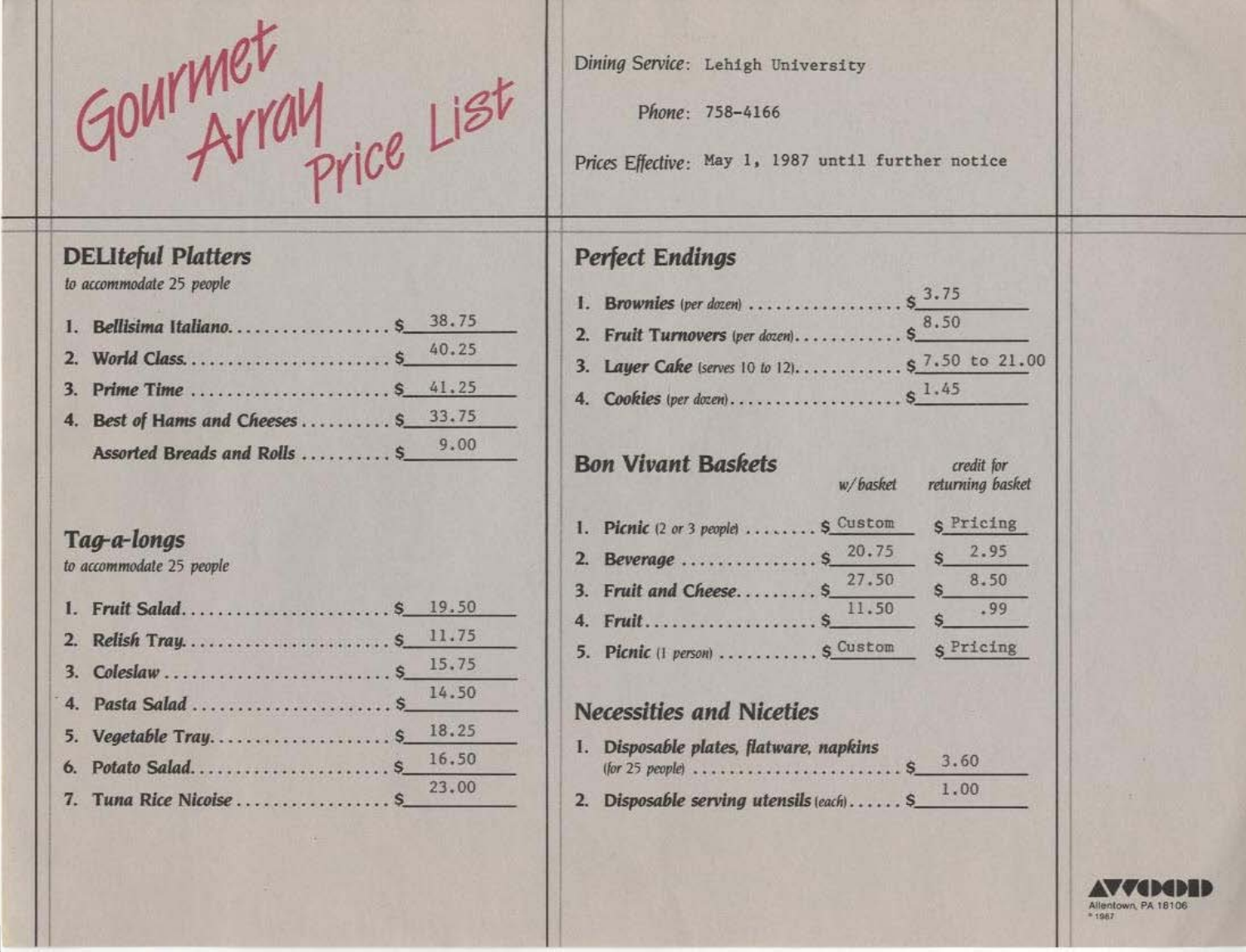# Gourmet Array Price List

Dining Service: Lehigh University

Phone: 758-4166

Prices Effective: May 1, 1987 until further notice

## DELIteful Platters

*to accommodate 25 people*

1. **Bellisima Italiano** .................. $ 38.75
2. **World Class** ...................... $ 40.25
3. **Prime Time** ...................... $ 41.25
4. **Best of Hams and Cheeses** .......... $ 33.75

   **Assorted Breads and Rolls** .......... $ 9.00

## Tag-a-longs

*to accommodate 25 people*

1. **Fruit Salad** ...................... $ 19.50
2. **Relish Tray** ...................... $ 11.75
3. **Coleslaw** ........................ $ 15.75
4. **Pasta Salad** ...................... $ 14.50
5. **Vegetable Tray** .................... $ 18.25
6. **Potato Salad** ...................... $ 16.50
7. **Tuna Rice Nicoise** ................. $ 23.00

## Perfect Endings

1. **Brownies** (per dozen) ................. $ 3.75
2. **Fruit Turnovers** (per dozen) ............ $ 8.50
3. **Layer Cake** (serves 10 to 12) ............ $ 7.50 to 21.00
4. **Cookies** (per dozen) .................. $ 1.45

## Bon Vivant Baskets

| | w/basket | credit for returning basket |
|---|---|---|
| 1. **Picnic** (2 or 3 people) | $ Custom | $ Pricing |
| 2. **Beverage** | $ 20.75 | $ 2.95 |
| 3. **Fruit and Cheese** | $ 27.50 | $ 8.50 |
| 4. **Fruit** | $ 11.50 | $ .99 |
| 5. **Picnic** (1 person) | $ Custom | $ Pricing |

## Necessities and Niceties

1. **Disposable plates, flatware, napkins** (for 25 people) ........ $ 3.60
2. **Disposable serving utensils** (each) ...... $ 1.00

AVFOOD
Allentown, PA 18106
© 1987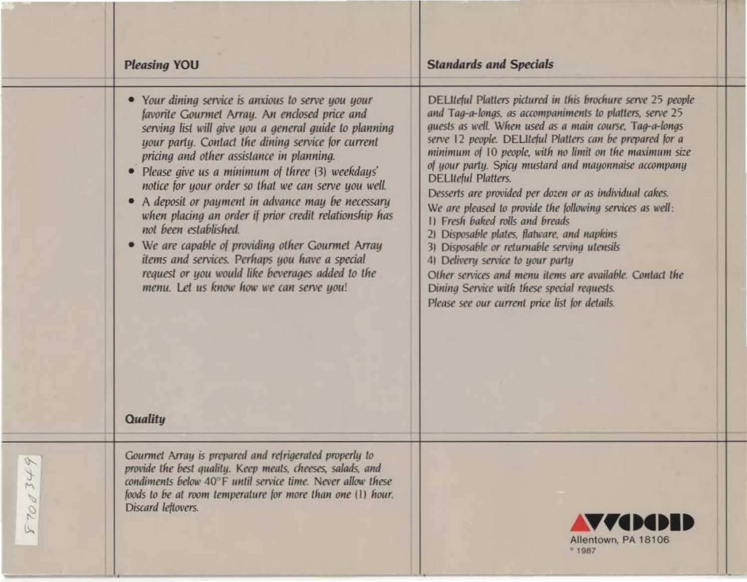## Pleasing YOU

- Your dining service is anxious to serve you your favorite Gourmet Array. An enclosed price and serving list will give you a general guide to planning your party. Contact the dining service for current pricing and other assistance in planning.
- Please give us a minimum of three (3) weekdays' notice for your order so that we can serve you well.
- A deposit or payment in advance may be necessary when placing an order if prior credit relationship has not been established.
- We are capable of providing other Gourmet Array items and services. Perhaps you have a special request or you would like beverages added to the menu. Let us know how we can serve you!

## Quality

Gourmet Array is prepared and refrigerated properly to provide the best quality. Keep meats, cheeses, salads, and condiments below 40°F until service time. Never allow these foods to be at room temperature for more than one (1) hour. Discard leftovers.

## Standards and Specials

DELIteful Platters pictured in this brochure serve 25 people and Tag-a-longs, as accompaniments to platters, serve 25 guests as well. When used as a main course, Tag-a-longs serve 12 people. DELIteful Platters can be prepared for a minimum of 10 people, with no limit on the maximum size of your party. Spicy mustard and mayonnaise accompany DELIteful Platters.

Desserts are provided per dozen or as individual cakes.

We are pleased to provide the following services as well:

1) Fresh baked rolls and breads
2) Disposable plates, flatware, and napkins
3) Disposable or returnable serving utensils
4) Delivery service to your party

Other services and menu items are available. Contact the Dining Service with these special requests.

Please see our current price list for details.

AVFOOD
Allentown, PA 18106
© 1987

S700349